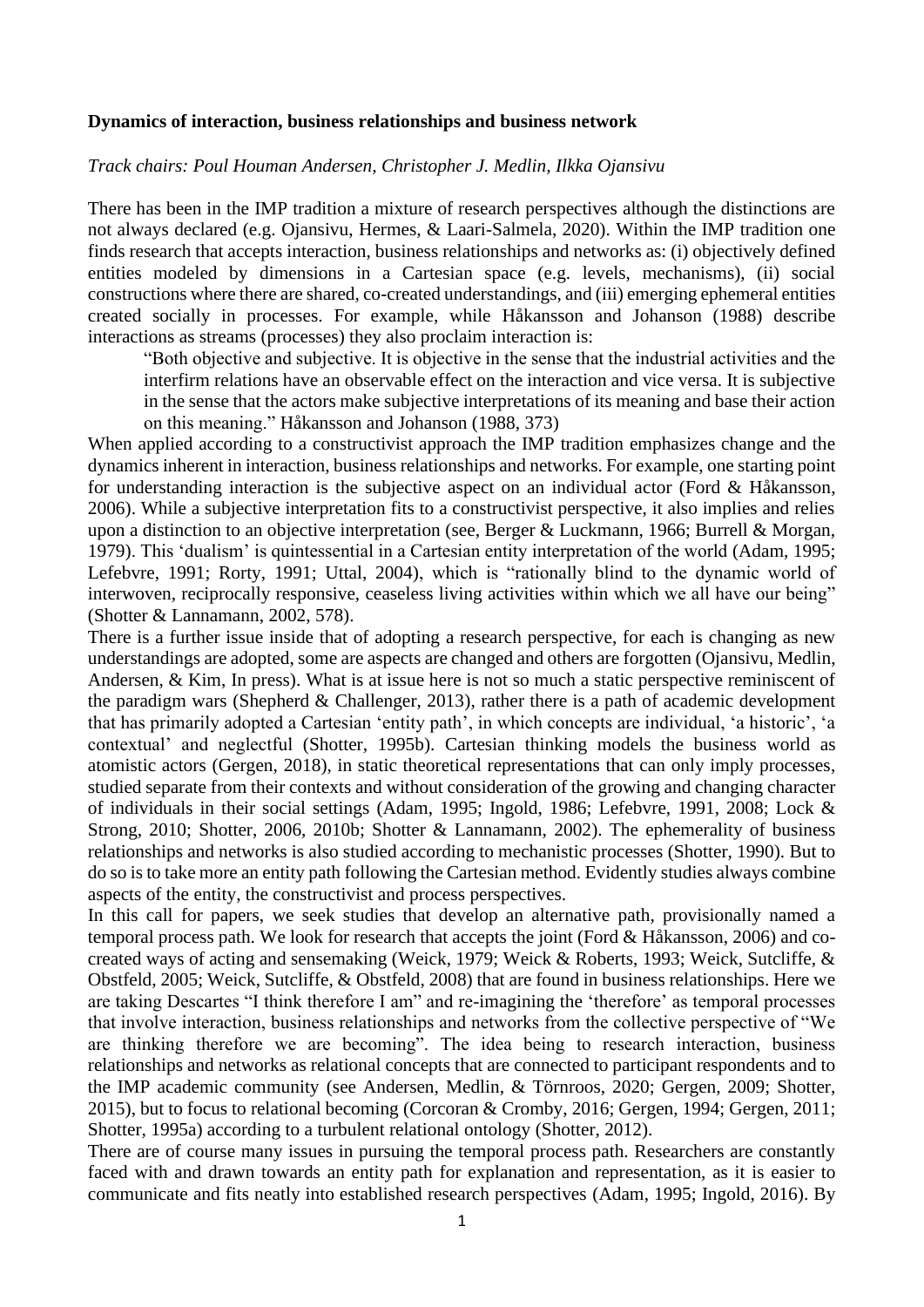**Dynamics of interaction, business relationships and business network**

*Track chairs: Poul Houman Andersen, Christopher J. Medlin, Ilkka Ojansivu*

There has been in the IMP tradition a mixture of research perspectives although the distinctions are not always declared (e.g. Ojansivu, Hermes, & Laari-Salmela, 2020). Within the IMP tradition one finds research that accepts interaction, business relationships and networks as: (i) objectively defined entities modeled by dimensions in a Cartesian space (e.g. levels, mechanisms), (ii) social constructions where there are shared, co-created understandings, and (iii) emerging ephemeral entities created socially in processes. For example, while Håkansson and Johanson (1988) describe interactions as streams (processes) they also proclaim interaction is:

> "Both objective and subjective. It is objective in the sense that the industrial activities and the interfirm relations have an observable effect on the interaction and vice versa. It is subjective in the sense that the actors make subjective interpretations of its meaning and base their action on this meaning." Håkansson and Johanson (1988, 373)

When applied according to a constructivist approach the IMP tradition emphasizes change and the dynamics inherent in interaction, business relationships and networks. For example, one starting point for understanding interaction is the subjective aspect on an individual actor (Ford & Håkansson, 2006). While a subjective interpretation fits to a constructivist perspective, it also implies and relies upon a distinction to an objective interpretation (see, Berger & Luckmann, 1966; Burrell & Morgan, 1979). This 'dualism' is quintessential in a Cartesian entity interpretation of the world (Adam, 1995; Lefebvre, 1991; Rorty, 1991; Uttal, 2004), which is "rationally blind to the dynamic world of interwoven, reciprocally responsive, ceaseless living activities within which we all have our being" (Shotter & Lannamann, 2002, 578).

There is a further issue inside that of adopting a research perspective, for each is changing as new understandings are adopted, some are aspects are changed and others are forgotten (Ojansivu, Medlin, Andersen, & Kim, In press). What is at issue here is not so much a static perspective reminiscent of the paradigm wars (Shepherd & Challenger, 2013), rather there is a path of academic development that has primarily adopted a Cartesian 'entity path', in which concepts are individual, 'a historic', 'a contextual' and neglectful (Shotter, 1995b). Cartesian thinking models the business world as atomistic actors (Gergen, 2018), in static theoretical representations that can only imply processes, studied separate from their contexts and without consideration of the growing and changing character of individuals in their social settings (Adam, 1995; Ingold, 1986; Lefebvre, 1991, 2008; Lock & Strong, 2010; Shotter, 2006, 2010b; Shotter & Lannamann, 2002). The ephemerality of business relationships and networks is also studied according to mechanistic processes (Shotter, 1990). But to do so is to take more an entity path following the Cartesian method. Evidently studies always combine aspects of the entity, the constructivist and process perspectives.

In this call for papers, we seek studies that develop an alternative path, provisionally named a temporal process path. We look for research that accepts the joint (Ford & Håkansson, 2006) and co-created ways of acting and sensemaking (Weick, 1979; Weick & Roberts, 1993; Weick, Sutcliffe, & Obstfeld, 2005; Weick, Sutcliffe, & Obstfeld, 2008) that are found in business relationships. Here we are taking Descartes "I think therefore I am" and re-imagining the 'therefore' as temporal processes that involve interaction, business relationships and networks from the collective perspective of "We are thinking therefore we are becoming". The idea being to research interaction, business relationships and networks as relational concepts that are connected to participant respondents and to the IMP academic community (see Andersen, Medlin, & Törnroos, 2020; Gergen, 2009; Shotter, 2015), but to focus to relational becoming (Corcoran & Cromby, 2016; Gergen, 1994; Gergen, 2011; Shotter, 1995a) according to a turbulent relational ontology (Shotter, 2012).

There are of course many issues in pursuing the temporal process path. Researchers are constantly faced with and drawn towards an entity path for explanation and representation, as it is easier to communicate and fits neatly into established research perspectives (Adam, 1995; Ingold, 2016). By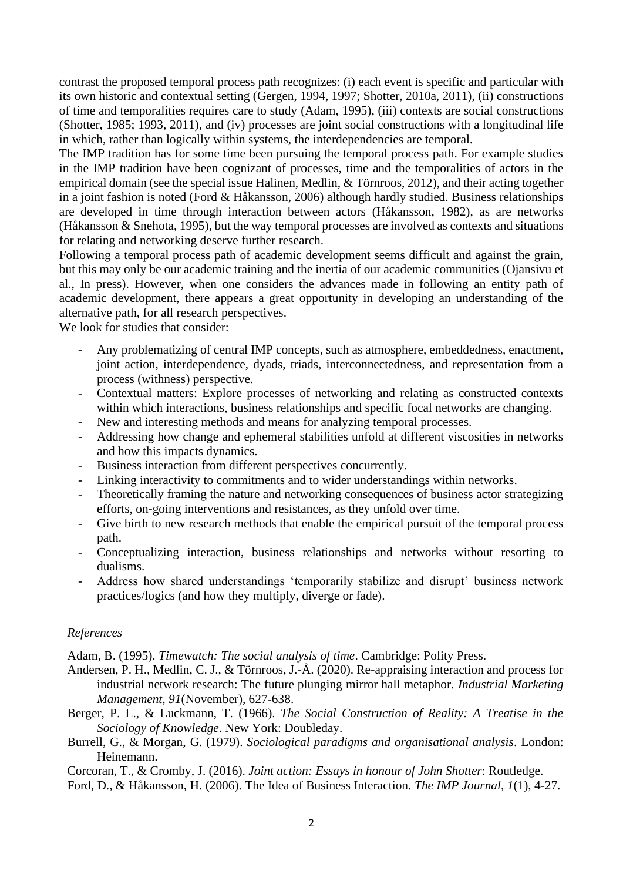contrast the proposed temporal process path recognizes: (i) each event is specific and particular with its own historic and contextual setting (Gergen, 1994, 1997; Shotter, 2010a, 2011), (ii) constructions of time and temporalities requires care to study (Adam, 1995), (iii) contexts are social constructions (Shotter, 1985; 1993, 2011), and (iv) processes are joint social constructions with a longitudinal life in which, rather than logically within systems, the interdependencies are temporal.

The IMP tradition has for some time been pursuing the temporal process path. For example studies in the IMP tradition have been cognizant of processes, time and the temporalities of actors in the empirical domain (see the special issue Halinen, Medlin, & Törnroos, 2012), and their acting together in a joint fashion is noted (Ford & Håkansson, 2006) although hardly studied. Business relationships are developed in time through interaction between actors (Håkansson, 1982), as are networks (Håkansson & Snehota, 1995), but the way temporal processes are involved as contexts and situations for relating and networking deserve further research.

Following a temporal process path of academic development seems difficult and against the grain, but this may only be our academic training and the inertia of our academic communities (Ojansivu et al., In press). However, when one considers the advances made in following an entity path of academic development, there appears a great opportunity in developing an understanding of the alternative path, for all research perspectives.

We look for studies that consider:

- Any problematizing of central IMP concepts, such as atmosphere, embeddedness, enactment, joint action, interdependence, dyads, triads, interconnectedness, and representation from a process (withness) perspective.
- Contextual matters: Explore processes of networking and relating as constructed contexts within which interactions, business relationships and specific focal networks are changing.
- New and interesting methods and means for analyzing temporal processes.
- Addressing how change and ephemeral stabilities unfold at different viscosities in networks and how this impacts dynamics.
- Business interaction from different perspectives concurrently.
- Linking interactivity to commitments and to wider understandings within networks.
- Theoretically framing the nature and networking consequences of business actor strategizing efforts, on-going interventions and resistances, as they unfold over time.
- Give birth to new research methods that enable the empirical pursuit of the temporal process path.
- Conceptualizing interaction, business relationships and networks without resorting to dualisms.
- Address how shared understandings 'temporarily stabilize and disrupt' business network practices/logics (and how they multiply, diverge or fade).

*References*

Adam, B. (1995). *Timewatch: The social analysis of time*. Cambridge: Polity Press.

Andersen, P. H., Medlin, C. J., & Törnroos, J.-Å. (2020). Re-appraising interaction and process for industrial network research: The future plunging mirror hall metaphor. *Industrial Marketing Management, 91*(November), 627-638.

Berger, P. L., & Luckmann, T. (1966). *The Social Construction of Reality: A Treatise in the Sociology of Knowledge*. New York: Doubleday.

Burrell, G., & Morgan, G. (1979). *Sociological paradigms and organisational analysis*. London: Heinemann.

Corcoran, T., & Cromby, J. (2016). *Joint action: Essays in honour of John Shotter*: Routledge.

Ford, D., & Håkansson, H. (2006). The Idea of Business Interaction. *The IMP Journal, 1*(1), 4-27.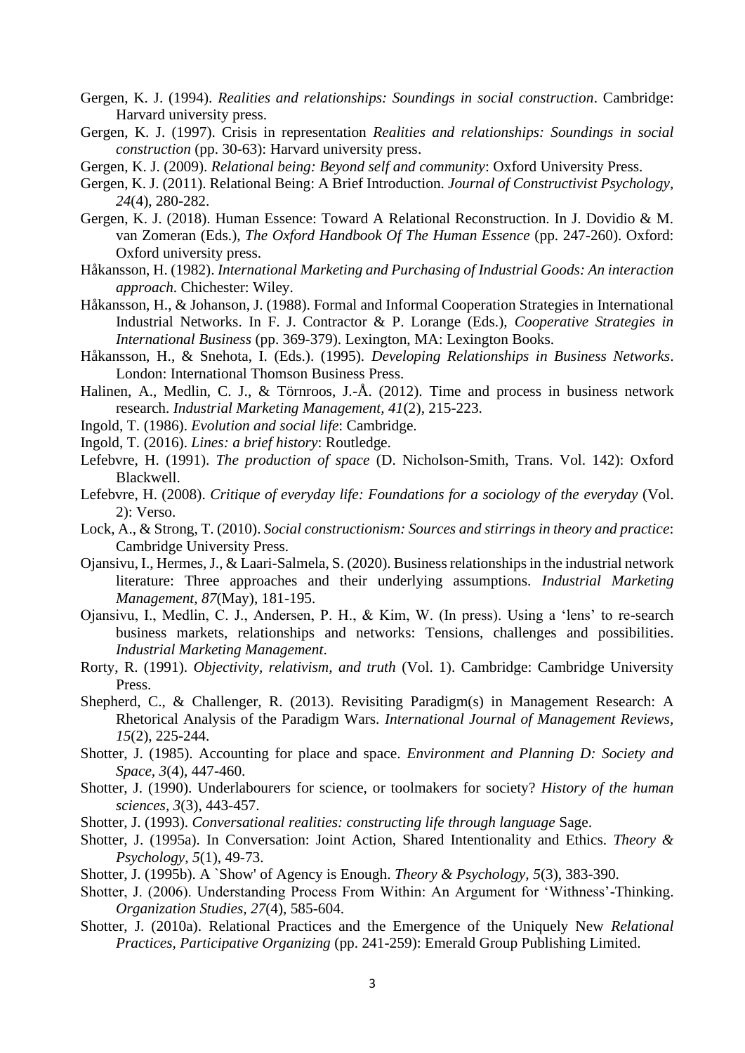Gergen, K. J. (1994). *Realities and relationships: Soundings in social construction*. Cambridge: Harvard university press.

Gergen, K. J. (1997). Crisis in representation *Realities and relationships: Soundings in social construction* (pp. 30-63): Harvard university press.

Gergen, K. J. (2009). *Relational being: Beyond self and community*: Oxford University Press.

Gergen, K. J. (2011). Relational Being: A Brief Introduction. *Journal of Constructivist Psychology, 24*(4), 280-282.

Gergen, K. J. (2018). Human Essence: Toward A Relational Reconstruction. In J. Dovidio & M. van Zomeran (Eds.), *The Oxford Handbook Of The Human Essence* (pp. 247-260). Oxford: Oxford university press.

Håkansson, H. (1982). *International Marketing and Purchasing of Industrial Goods: An interaction approach*. Chichester: Wiley.

Håkansson, H., & Johanson, J. (1988). Formal and Informal Cooperation Strategies in International Industrial Networks. In F. J. Contractor & P. Lorange (Eds.), *Cooperative Strategies in International Business* (pp. 369-379). Lexington, MA: Lexington Books.

Håkansson, H., & Snehota, I. (Eds.). (1995). *Developing Relationships in Business Networks*. London: International Thomson Business Press.

Halinen, A., Medlin, C. J., & Törnroos, J.-Å. (2012). Time and process in business network research. *Industrial Marketing Management, 41*(2), 215-223.

Ingold, T. (1986). *Evolution and social life*: Cambridge.

Ingold, T. (2016). *Lines: a brief history*: Routledge.

Lefebvre, H. (1991). *The production of space* (D. Nicholson-Smith, Trans. Vol. 142): Oxford Blackwell.

Lefebvre, H. (2008). *Critique of everyday life: Foundations for a sociology of the everyday* (Vol. 2): Verso.

Lock, A., & Strong, T. (2010). *Social constructionism: Sources and stirrings in theory and practice*: Cambridge University Press.

Ojansivu, I., Hermes, J., & Laari-Salmela, S. (2020). Business relationships in the industrial network literature: Three approaches and their underlying assumptions. *Industrial Marketing Management, 87*(May), 181-195.

Ojansivu, I., Medlin, C. J., Andersen, P. H., & Kim, W. (In press). Using a 'lens' to re-search business markets, relationships and networks: Tensions, challenges and possibilities. *Industrial Marketing Management*.

Rorty, R. (1991). *Objectivity, relativism, and truth* (Vol. 1). Cambridge: Cambridge University Press.

Shepherd, C., & Challenger, R. (2013). Revisiting Paradigm(s) in Management Research: A Rhetorical Analysis of the Paradigm Wars. *International Journal of Management Reviews, 15*(2), 225-244.

Shotter, J. (1985). Accounting for place and space. *Environment and Planning D: Society and Space, 3*(4), 447-460.

Shotter, J. (1990). Underlabourers for science, or toolmakers for society? *History of the human sciences, 3*(3), 443-457.

Shotter, J. (1993). *Conversational realities: constructing life through language* Sage.

Shotter, J. (1995a). In Conversation: Joint Action, Shared Intentionality and Ethics. *Theory & Psychology, 5*(1), 49-73.

Shotter, J. (1995b). A `Show' of Agency is Enough. *Theory & Psychology, 5*(3), 383-390.

Shotter, J. (2006). Understanding Process From Within: An Argument for 'Withness'-Thinking. *Organization Studies, 27*(4), 585-604.

Shotter, J. (2010a). Relational Practices and the Emergence of the Uniquely New *Relational Practices, Participative Organizing* (pp. 241-259): Emerald Group Publishing Limited.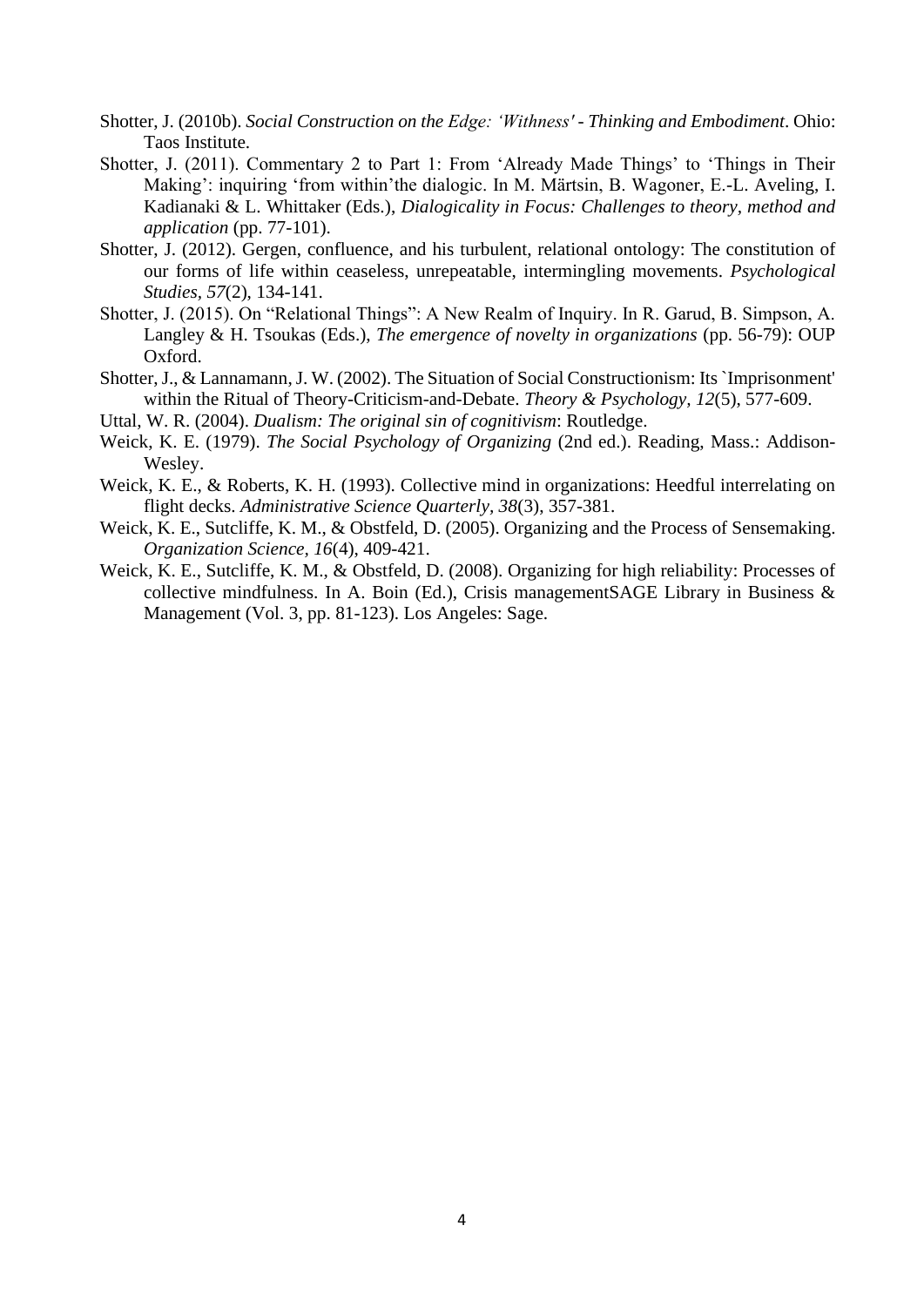Shotter, J. (2010b). *Social Construction on the Edge: 'Withness' - Thinking and Embodiment*. Ohio: Taos Institute.

Shotter, J. (2011). Commentary 2 to Part 1: From 'Already Made Things' to 'Things in Their Making': inquiring 'from within'the dialogic. In M. Märtsin, B. Wagoner, E.-L. Aveling, I. Kadianaki & L. Whittaker (Eds.), *Dialogicality in Focus: Challenges to theory, method and application* (pp. 77-101).

Shotter, J. (2012). Gergen, confluence, and his turbulent, relational ontology: The constitution of our forms of life within ceaseless, unrepeatable, intermingling movements. *Psychological Studies, 57*(2), 134-141.

Shotter, J. (2015). On "Relational Things": A New Realm of Inquiry. In R. Garud, B. Simpson, A. Langley & H. Tsoukas (Eds.), *The emergence of novelty in organizations* (pp. 56-79): OUP Oxford.

Shotter, J., & Lannamann, J. W. (2002). The Situation of Social Constructionism: Its `Imprisonment' within the Ritual of Theory-Criticism-and-Debate. *Theory & Psychology, 12*(5), 577-609.

Uttal, W. R. (2004). *Dualism: The original sin of cognitivism*: Routledge.

Weick, K. E. (1979). *The Social Psychology of Organizing* (2nd ed.). Reading, Mass.: Addison-Wesley.

Weick, K. E., & Roberts, K. H. (1993). Collective mind in organizations: Heedful interrelating on flight decks. *Administrative Science Quarterly, 38*(3), 357-381.

Weick, K. E., Sutcliffe, K. M., & Obstfeld, D. (2005). Organizing and the Process of Sensemaking. *Organization Science, 16*(4), 409-421.

Weick, K. E., Sutcliffe, K. M., & Obstfeld, D. (2008). Organizing for high reliability: Processes of collective mindfulness. In A. Boin (Ed.), Crisis managementSAGE Library in Business & Management (Vol. 3, pp. 81-123). Los Angeles: Sage.